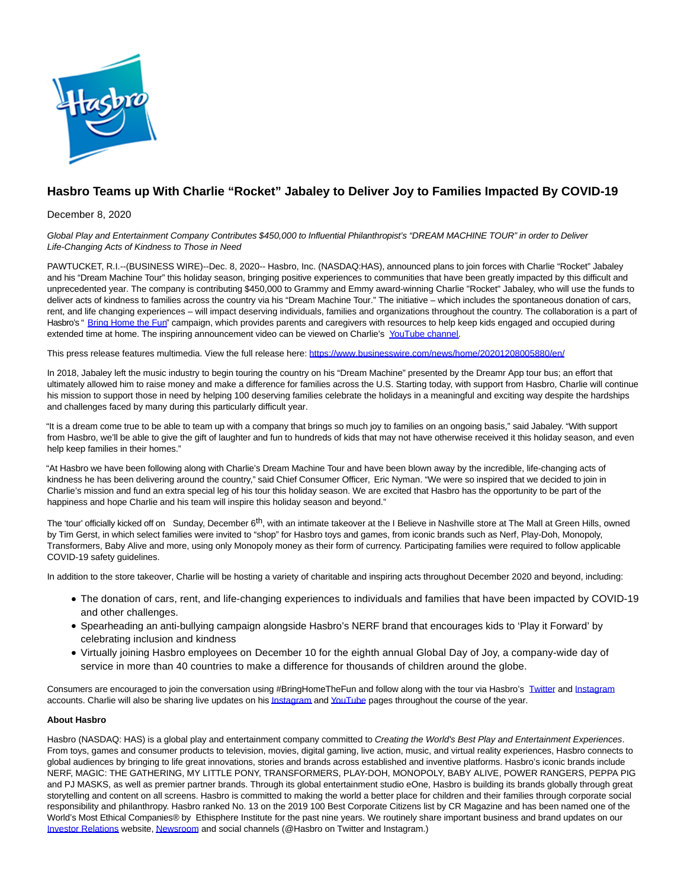# Hasbro Teams up With Charlie “Rocket” Jabaley to Deliver Joy to Families Impacted By COVID-19

December 8, 2020

*Global Play and Entertainment Company Contributes $450,000 to Influential Philanthropist’s “DREAM MACHINE TOUR” in order to Deliver Life-Changing Acts of Kindness to Those in Need*

PAWTUCKET, R.I.--(BUSINESS WIRE)--Dec. 8, 2020-- Hasbro, Inc. (NASDAQ:HAS), announced plans to join forces with Charlie “Rocket” Jabaley and his “Dream Machine Tour” this holiday season, bringing positive experiences to communities that have been greatly impacted by this difficult and unprecedented year. The company is contributing $450,000 to Grammy and Emmy award-winning Charlie "Rocket" Jabaley, who will use the funds to deliver acts of kindness to families across the country via his “Dream Machine Tour.” The initiative – which includes the spontaneous donation of cars, rent, and life changing experiences – will impact deserving individuals, families and organizations throughout the country. The collaboration is a part of Hasbro’s “ Bring Home the Fun” campaign, which provides parents and caregivers with resources to help keep kids engaged and occupied during extended time at home. The inspiring announcement video can be viewed on Charlie’s YouTube channel.

This press release features multimedia. View the full release here: https://www.businesswire.com/news/home/20201208005880/en/

In 2018, Jabaley left the music industry to begin touring the country on his “Dream Machine” presented by the Dreamr App tour bus; an effort that ultimately allowed him to raise money and make a difference for families across the U.S. Starting today, with support from Hasbro, Charlie will continue his mission to support those in need by helping 100 deserving families celebrate the holidays in a meaningful and exciting way despite the hardships and challenges faced by many during this particularly difficult year.

“It is a dream come true to be able to team up with a company that brings so much joy to families on an ongoing basis,” said Jabaley. “With support from Hasbro, we’ll be able to give the gift of laughter and fun to hundreds of kids that may not have otherwise received it this holiday season, and even help keep families in their homes.”

“At Hasbro we have been following along with Charlie’s Dream Machine Tour and have been blown away by the incredible, life-changing acts of kindness he has been delivering around the country,” said Chief Consumer Officer, Eric Nyman. “We were so inspired that we decided to join in Charlie’s mission and fund an extra special leg of his tour this holiday season. We are excited that Hasbro has the opportunity to be part of the happiness and hope Charlie and his team will inspire this holiday season and beyond.”

The ‘tour’ officially kicked off on Sunday, December 6th, with an intimate takeover at the I Believe in Nashville store at The Mall at Green Hills, owned by Tim Gerst, in which select families were invited to “shop” for Hasbro toys and games, from iconic brands such as Nerf, Play-Doh, Monopoly, Transformers, Baby Alive and more, using only Monopoly money as their form of currency. Participating families were required to follow applicable COVID-19 safety guidelines.

In addition to the store takeover, Charlie will be hosting a variety of charitable and inspiring acts throughout December 2020 and beyond, including:

- The donation of cars, rent, and life-changing experiences to individuals and families that have been impacted by COVID-19 and other challenges.
- Spearheading an anti-bullying campaign alongside Hasbro’s NERF brand that encourages kids to ‘Play it Forward’ by celebrating inclusion and kindness
- Virtually joining Hasbro employees on December 10 for the eighth annual Global Day of Joy, a company-wide day of service in more than 40 countries to make a difference for thousands of children around the globe.

Consumers are encouraged to join the conversation using #BringHomeTheFun and follow along with the tour via Hasbro’s Twitter and Instagram accounts. Charlie will also be sharing live updates on his Instagram and YouTube pages throughout the course of the year.

**About Hasbro**

Hasbro (NASDAQ: HAS) is a global play and entertainment company committed to *Creating the World's Best Play and Entertainment Experiences*. From toys, games and consumer products to television, movies, digital gaming, live action, music, and virtual reality experiences, Hasbro connects to global audiences by bringing to life great innovations, stories and brands across established and inventive platforms. Hasbro’s iconic brands include NERF, MAGIC: THE GATHERING, MY LITTLE PONY, TRANSFORMERS, PLAY-DOH, MONOPOLY, BABY ALIVE, POWER RANGERS, PEPPA PIG and PJ MASKS, as well as premier partner brands. Through its global entertainment studio eOne, Hasbro is building its brands globally through great storytelling and content on all screens. Hasbro is committed to making the world a better place for children and their families through corporate social responsibility and philanthropy. Hasbro ranked No. 13 on the 2019 100 Best Corporate Citizens list by CR Magazine and has been named one of the World’s Most Ethical Companies® by Ethisphere Institute for the past nine years. We routinely share important business and brand updates on our Investor Relations website, Newsroom and social channels (@Hasbro on Twitter and Instagram.)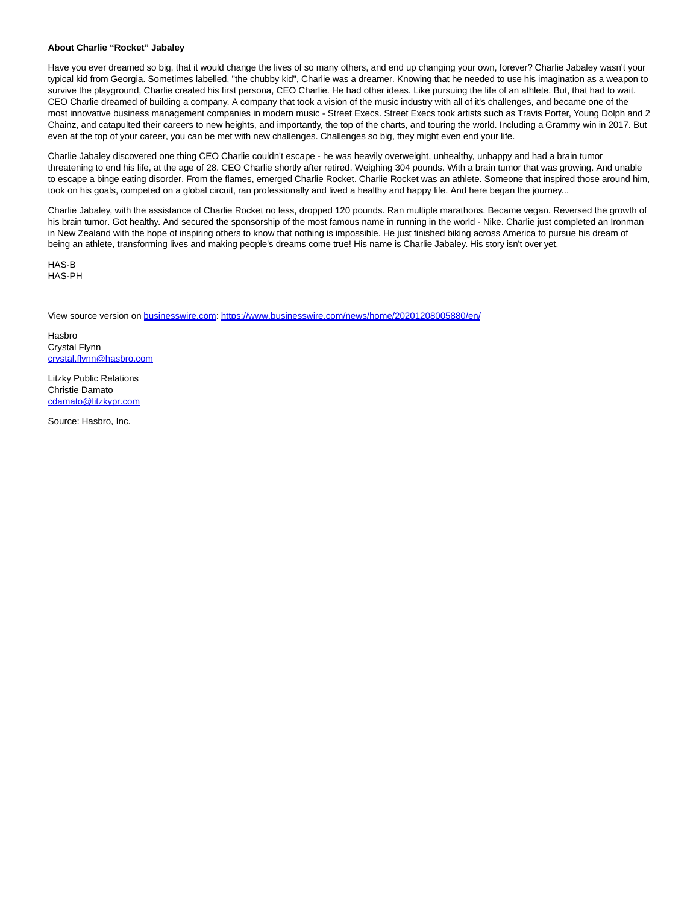**About Charlie “Rocket” Jabaley**

Have you ever dreamed so big, that it would change the lives of so many others, and end up changing your own, forever? Charlie Jabaley wasn't your typical kid from Georgia. Sometimes labelled, "the chubby kid", Charlie was a dreamer. Knowing that he needed to use his imagination as a weapon to survive the playground, Charlie created his first persona, CEO Charlie. He had other ideas. Like pursuing the life of an athlete. But, that had to wait. CEO Charlie dreamed of building a company. A company that took a vision of the music industry with all of it's challenges, and became one of the most innovative business management companies in modern music - Street Execs. Street Execs took artists such as Travis Porter, Young Dolph and 2 Chainz, and catapulted their careers to new heights, and importantly, the top of the charts, and touring the world. Including a Grammy win in 2017. But even at the top of your career, you can be met with new challenges. Challenges so big, they might even end your life.

Charlie Jabaley discovered one thing CEO Charlie couldn't escape - he was heavily overweight, unhealthy, unhappy and had a brain tumor threatening to end his life, at the age of 28. CEO Charlie shortly after retired. Weighing 304 pounds. With a brain tumor that was growing. And unable to escape a binge eating disorder. From the flames, emerged Charlie Rocket. Charlie Rocket was an athlete. Someone that inspired those around him, took on his goals, competed on a global circuit, ran professionally and lived a healthy and happy life. And here began the journey...

Charlie Jabaley, with the assistance of Charlie Rocket no less, dropped 120 pounds. Ran multiple marathons. Became vegan. Reversed the growth of his brain tumor. Got healthy. And secured the sponsorship of the most famous name in running in the world - Nike. Charlie just completed an Ironman in New Zealand with the hope of inspiring others to know that nothing is impossible. He just finished biking across America to pursue his dream of being an athlete, transforming lives and making people's dreams come true! His name is Charlie Jabaley. His story isn't over yet.

HAS-B
HAS-PH

View source version on businesswire.com: https://www.businesswire.com/news/home/20201208005880/en/

Hasbro
Crystal Flynn
crystal.flynn@hasbro.com

Litzky Public Relations
Christie Damato
cdamato@litzkypr.com

Source: Hasbro, Inc.